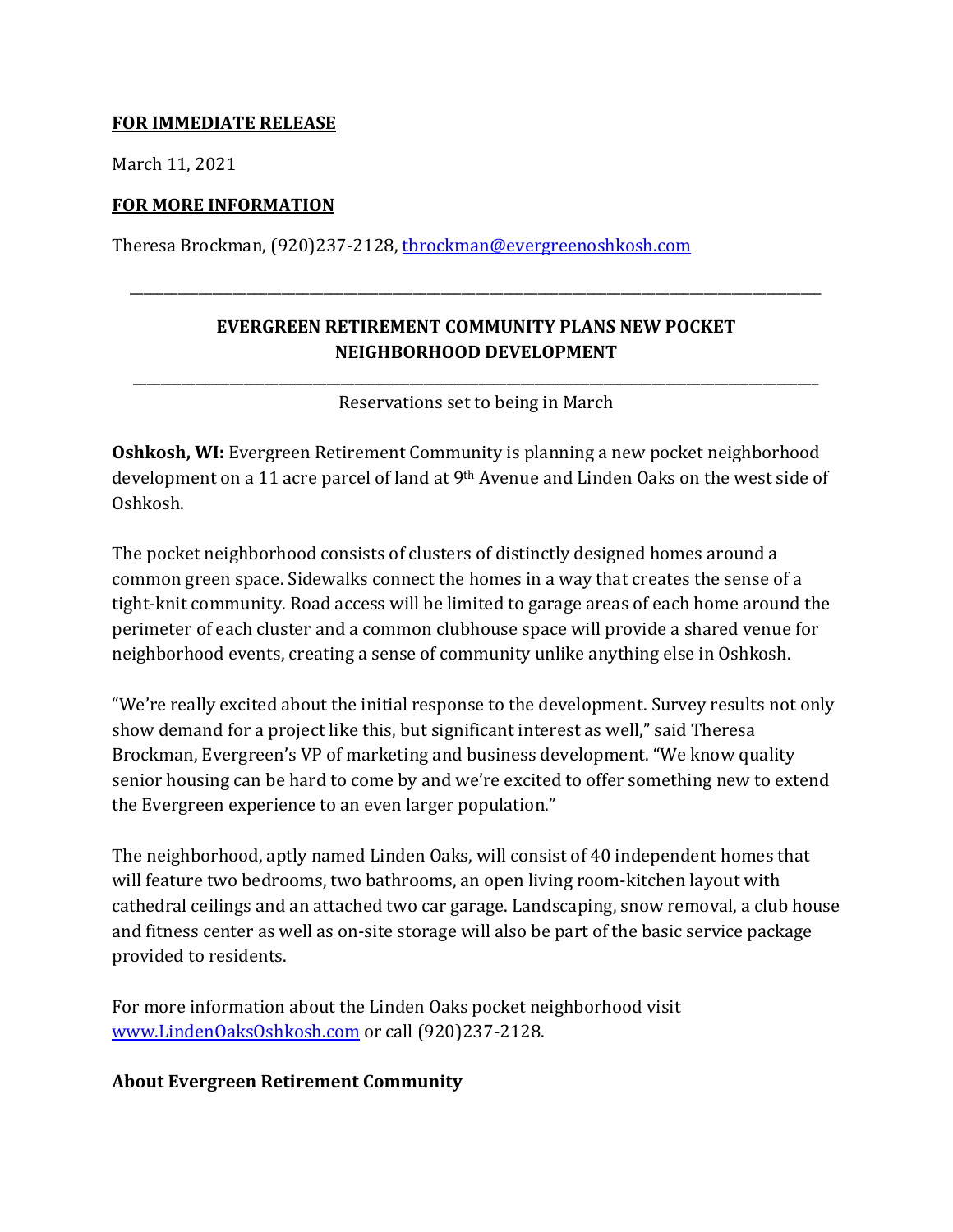**FOR IMMEDIATE RELEASE**

March 11, 2021

**FOR MORE INFORMATION**

Theresa Brockman, (920)237-2128, tbrockman@evergreenoshkosh.com

---

## EVERGREEN RETIREMENT COMMUNITY PLANS NEW POCKET NEIGHBORHOOD DEVELOPMENT

---

Reservations set to being in March

**Oshkosh, WI:** Evergreen Retirement Community is planning a new pocket neighborhood development on a 11 acre parcel of land at 9th Avenue and Linden Oaks on the west side of Oshkosh.

The pocket neighborhood consists of clusters of distinctly designed homes around a common green space. Sidewalks connect the homes in a way that creates the sense of a tight-knit community. Road access will be limited to garage areas of each home around the perimeter of each cluster and a common clubhouse space will provide a shared venue for neighborhood events, creating a sense of community unlike anything else in Oshkosh.

"We're really excited about the initial response to the development. Survey results not only show demand for a project like this, but significant interest as well," said Theresa Brockman, Evergreen's VP of marketing and business development. "We know quality senior housing can be hard to come by and we're excited to offer something new to extend the Evergreen experience to an even larger population."

The neighborhood, aptly named Linden Oaks, will consist of 40 independent homes that will feature two bedrooms, two bathrooms, an open living room-kitchen layout with cathedral ceilings and an attached two car garage. Landscaping, snow removal, a club house and fitness center as well as on-site storage will also be part of the basic service package provided to residents.

For more information about the Linden Oaks pocket neighborhood visit www.LindenOaksOshkosh.com or call (920)237-2128.

**About Evergreen Retirement Community**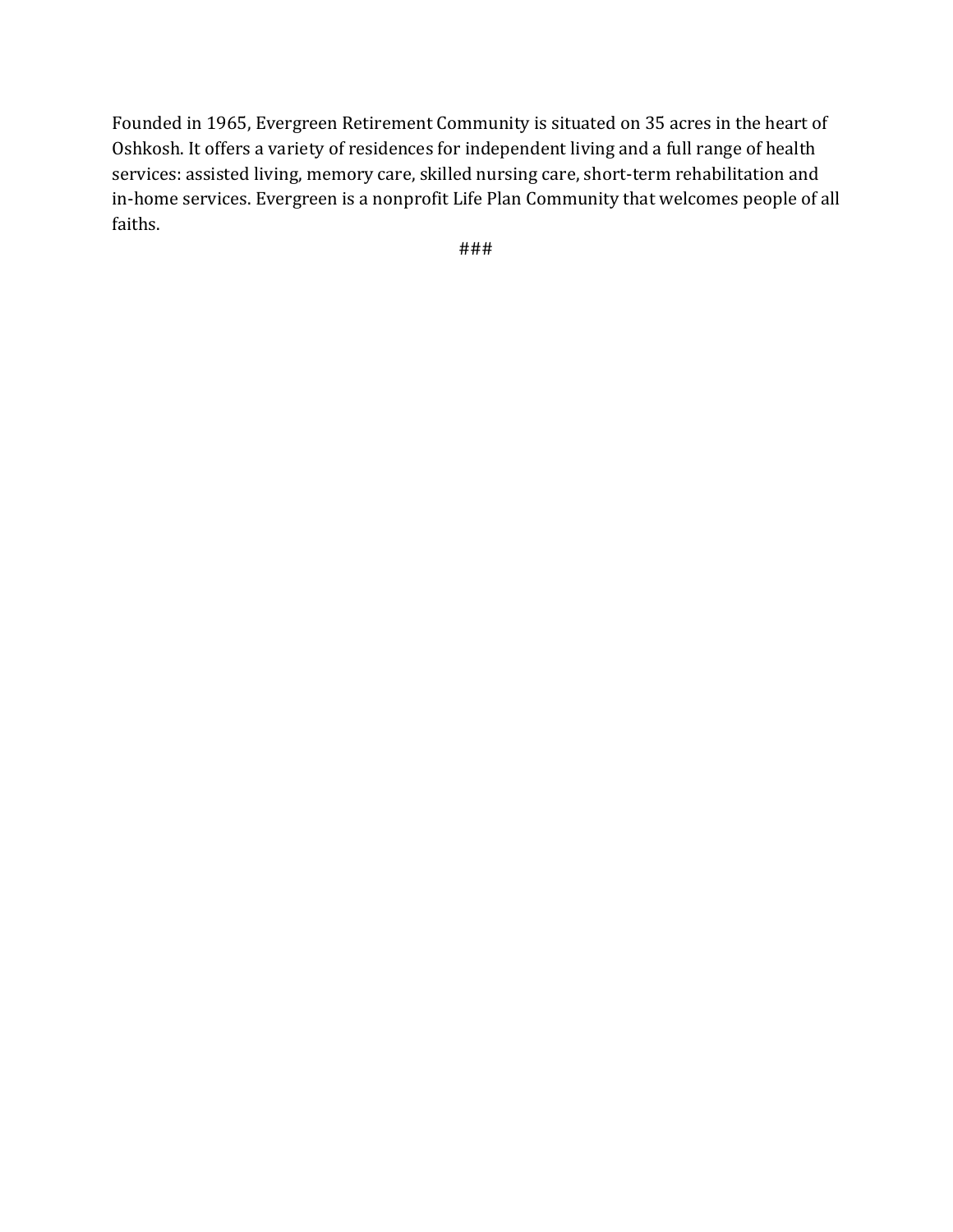Founded in 1965, Evergreen Retirement Community is situated on 35 acres in the heart of Oshkosh. It offers a variety of residences for independent living and a full range of health services: assisted living, memory care, skilled nursing care, short-term rehabilitation and in-home services. Evergreen is a nonprofit Life Plan Community that welcomes people of all faiths.

###